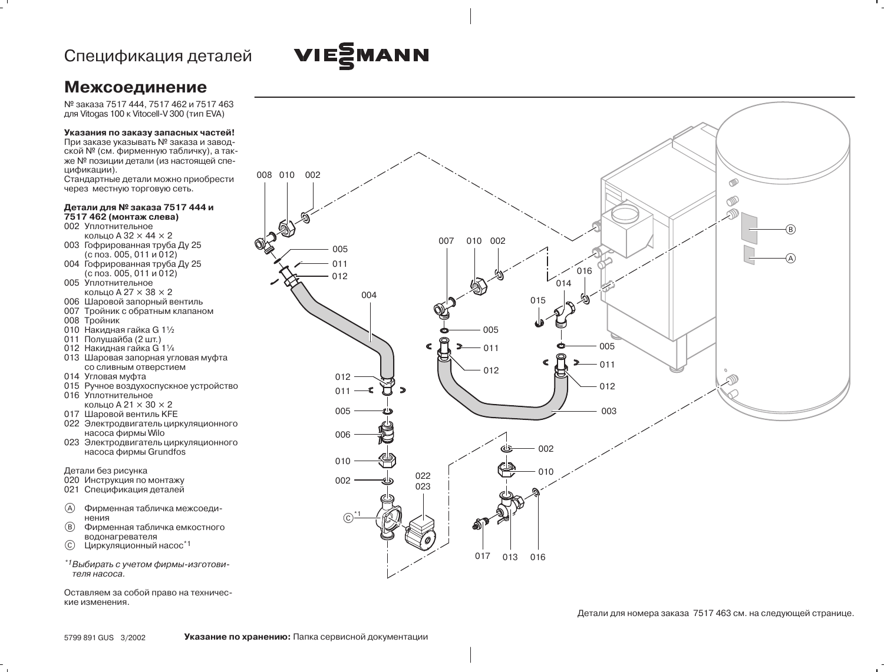Спецификация деталей

VIESMANN

# Межсоединение

№ заказа 7517 444, 7517 462 и 7517 463 для Vitogas 100 к Vitocell-V 300 (тип EVA)

**Указания по заказу запасных частей!**
При заказе указывать № заказа и заводской № (см. фирменную табличку), а также № позиции детали (из настоящей спецификации).
Стандартные детали можно приобрести через местную торговую сеть.

**Детали для № заказа 7517 444 и 7517 462 (монтаж слева)**

- 002 Уплотнительное кольцо A 32 × 44 × 2
- 003 Гофрированная труба Ду 25 (с поз. 005, 011 и 012)
- 004 Гофрированная труба Ду 25 (с поз. 005, 011 и 012)
- 005 Уплотнительное кольцо A 27 × 38 × 2
- 006 Шаровой запорный вентиль
- 007 Тройник с обратным клапаном
- 008 Тройник
- 010 Накидная гайка G 1½
- 011 Полушайба (2 шт.)
- 012 Накидная гайка G 1¼
- 013 Шаровая запорная угловая муфта со сливным отверстием
- 014 Угловая муфта
- 015 Ручное воздухоспускное устройство
- 016 Уплотнительное кольцо A 21 × 30 × 2
- 017 Шаровой вентиль KFE
- 022 Электродвигатель циркуляционного насоса фирмы Wilo
- 023 Электродвигатель циркуляционного насоса фирмы Grundfos

Детали без рисунка

- 020 Инструкция по монтажу
- 021 Спецификация деталей

- Ⓐ Фирменная табличка межсоединения
- Ⓑ Фирменная табличка емкостного водонагревателя
- Ⓒ Циркуляционный насос[*1]

*[*1]Выбирать с учетом фирмы-изготовителя насоса.*

Оставляем за собой право на технические изменения.

Детали для номера заказа 7517 463 см. на следующей странице.

5799 891 GUS 3/2002

**Указание по хранению:** Папка сервисной документации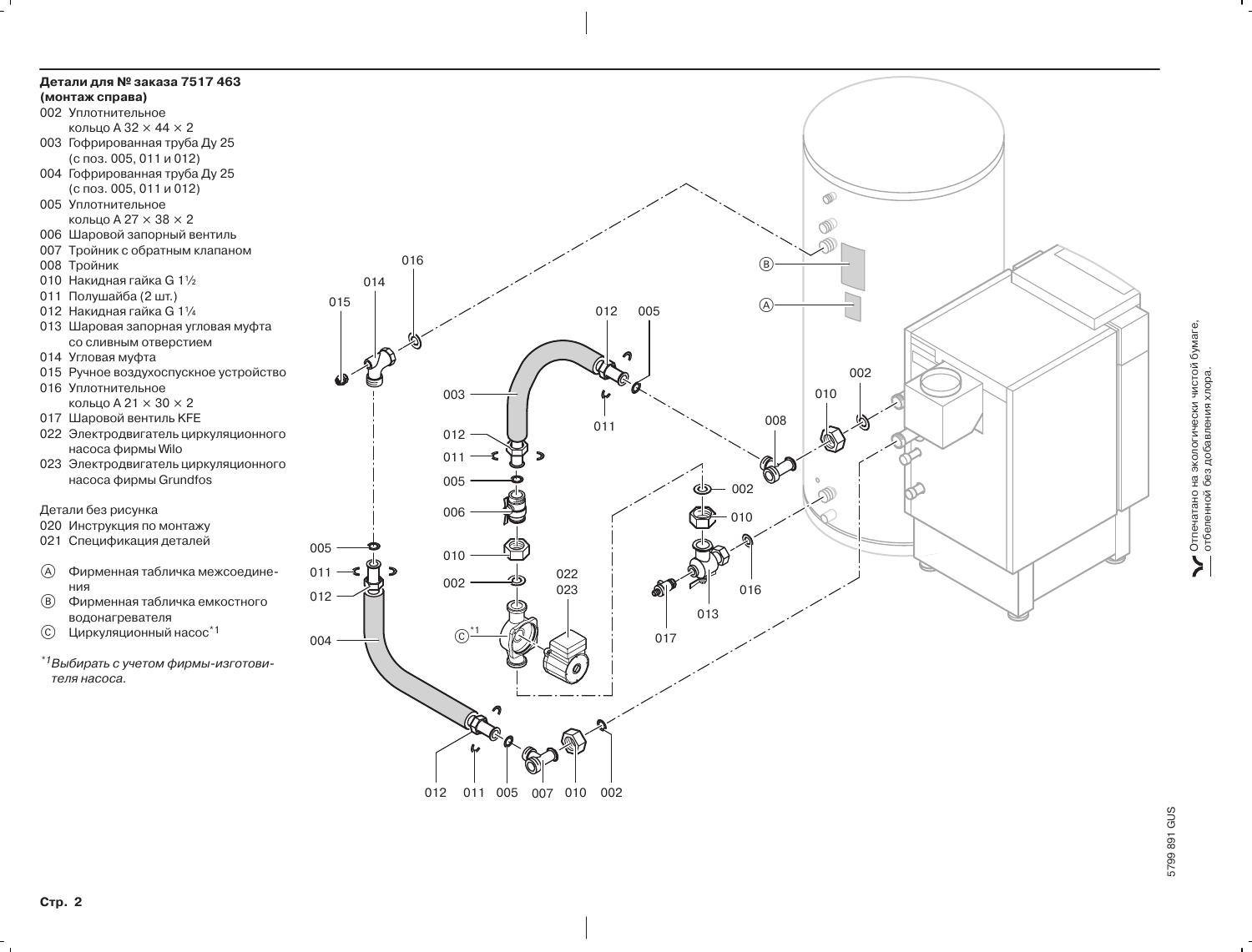**Детали для № заказа 7517 463 (монтаж справа)**

002 Уплотнительное кольцо A 32 × 44 × 2
003 Гофрированная труба Ду 25 (с поз. 005, 011 и 012)
004 Гофрированная труба Ду 25 (с поз. 005, 011 и 012)
005 Уплотнительное кольцо A 27 × 38 × 2
006 Шаровой запорный вентиль
007 Тройник с обратным клапаном
008 Тройник
010 Накидная гайка G 1½
011 Полушайба (2 шт.)
012 Накидная гайка G 1¼
013 Шаровая запорная угловая муфта со сливным отверстием
014 Угловая муфта
015 Ручное воздухоспускное устройство
016 Уплотнительное кольцо A 21 × 30 × 2
017 Шаровой вентиль KFE
022 Электродвигатель циркуляционного насоса фирмы Wilo
023 Электродвигатель циркуляционного насоса фирмы Grundfos

Детали без рисунка
020 Инструкция по монтажу
021 Спецификация деталей

Ⓐ Фирменная табличка межсоединения
Ⓑ Фирменная табличка емкостного водонагревателя
Ⓒ Циркуляционный насос[*1]

*[1]Выбирать с учетом фирмы-изготовителя насоса.*

016
014
015
012
005
003
011
012
011
005
006
010
002
Ⓒ[*1]
022
023
005
011
012
004
012
011
005
007
010
002
Ⓑ
Ⓐ
002
010
008
002
010
016
013
017

Отпечатано на экологически чистой бумаге, отбеленной без добавления хлора.

5799 891 GUS